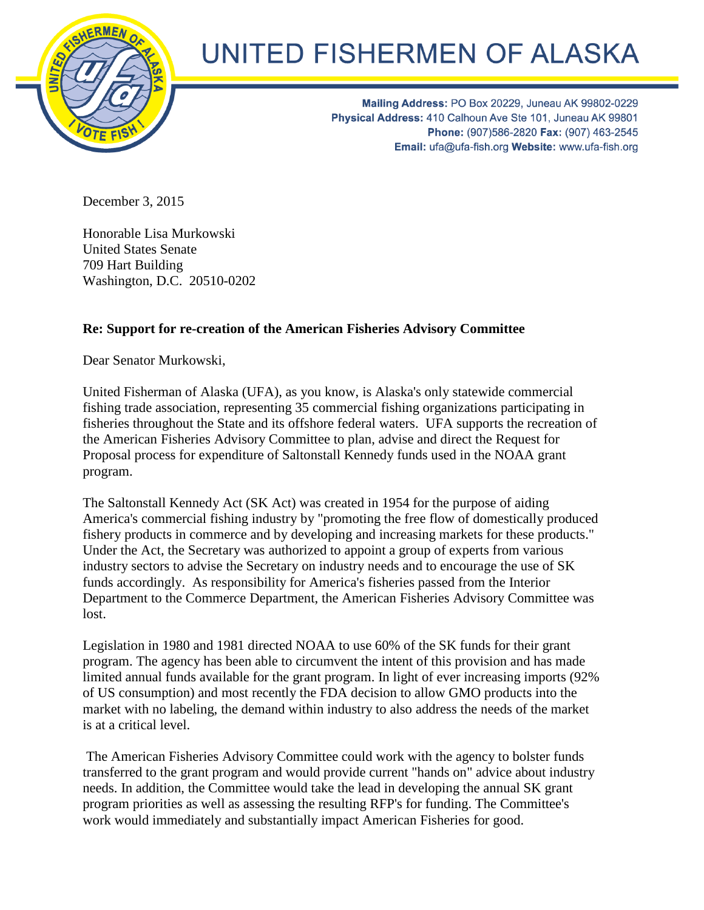# UNITED FISHERMEN OF ALASKA

**Mailing Address:** PO Box 20229, Juneau AK 99802-0229
**Physical Address:** 410 Calhoun Ave Ste 101, Juneau AK 99801
**Phone:** (907)586-2820 **Fax:** (907) 463-2545
**Email:** ufa@ufa-fish.org **Website:** www.ufa-fish.org

December 3, 2015

Honorable Lisa Murkowski
United States Senate
709 Hart Building
Washington, D.C. 20510-0202

**Re: Support for re-creation of the American Fisheries Advisory Committee**

Dear Senator Murkowski,

United Fisherman of Alaska (UFA), as you know, is Alaska's only statewide commercial fishing trade association, representing 35 commercial fishing organizations participating in fisheries throughout the State and its offshore federal waters. UFA supports the recreation of the American Fisheries Advisory Committee to plan, advise and direct the Request for Proposal process for expenditure of Saltonstall Kennedy funds used in the NOAA grant program.

The Saltonstall Kennedy Act (SK Act) was created in 1954 for the purpose of aiding America's commercial fishing industry by "promoting the free flow of domestically produced fishery products in commerce and by developing and increasing markets for these products." Under the Act, the Secretary was authorized to appoint a group of experts from various industry sectors to advise the Secretary on industry needs and to encourage the use of SK funds accordingly. As responsibility for America's fisheries passed from the Interior Department to the Commerce Department, the American Fisheries Advisory Committee was lost.

Legislation in 1980 and 1981 directed NOAA to use 60% of the SK funds for their grant program. The agency has been able to circumvent the intent of this provision and has made limited annual funds available for the grant program. In light of ever increasing imports (92% of US consumption) and most recently the FDA decision to allow GMO products into the market with no labeling, the demand within industry to also address the needs of the market is at a critical level.

The American Fisheries Advisory Committee could work with the agency to bolster funds transferred to the grant program and would provide current "hands on" advice about industry needs. In addition, the Committee would take the lead in developing the annual SK grant program priorities as well as assessing the resulting RFP's for funding. The Committee's work would immediately and substantially impact American Fisheries for good.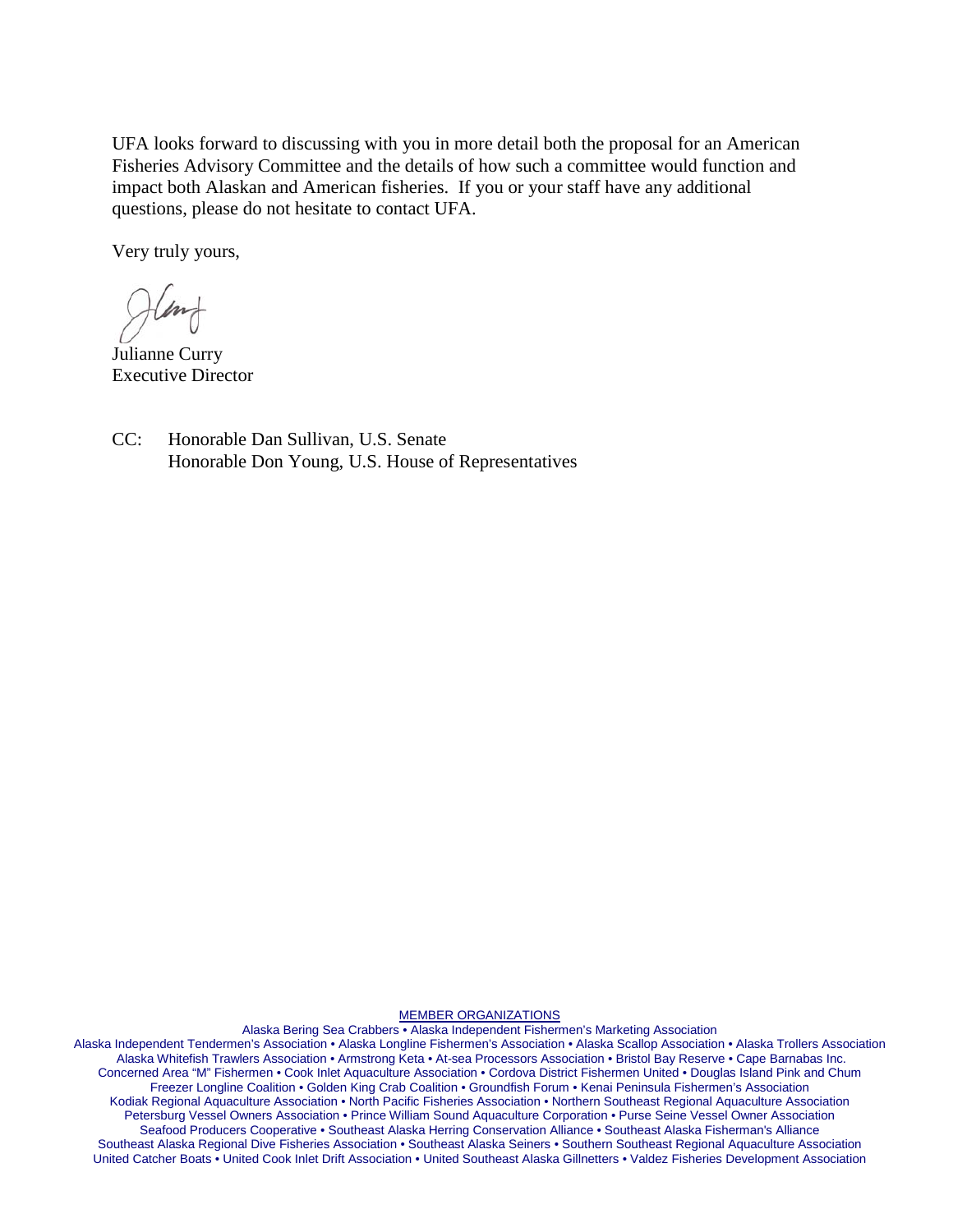UFA looks forward to discussing with you in more detail both the proposal for an American Fisheries Advisory Committee and the details of how such a committee would function and impact both Alaskan and American fisheries. If you or your staff have any additional questions, please do not hesitate to contact UFA.

Very truly yours,

Julianne Curry
Executive Director

CC: Honorable Dan Sullivan, U.S. Senate
Honorable Don Young, U.S. House of Representatives

MEMBER ORGANIZATIONS

Alaska Bering Sea Crabbers • Alaska Independent Fishermen's Marketing Association
Alaska Independent Tendermen's Association • Alaska Longline Fishermen's Association • Alaska Scallop Association • Alaska Trollers Association
Alaska Whitefish Trawlers Association • Armstrong Keta • At-sea Processors Association • Bristol Bay Reserve • Cape Barnabas Inc.
Concerned Area "M" Fishermen • Cook Inlet Aquaculture Association • Cordova District Fishermen United • Douglas Island Pink and Chum
Freezer Longline Coalition • Golden King Crab Coalition • Groundfish Forum • Kenai Peninsula Fishermen's Association
Kodiak Regional Aquaculture Association • North Pacific Fisheries Association • Northern Southeast Regional Aquaculture Association
Petersburg Vessel Owners Association • Prince William Sound Aquaculture Corporation • Purse Seine Vessel Owner Association
Seafood Producers Cooperative • Southeast Alaska Herring Conservation Alliance • Southeast Alaska Fisherman's Alliance
Southeast Alaska Regional Dive Fisheries Association • Southeast Alaska Seiners • Southern Southeast Regional Aquaculture Association
United Catcher Boats • United Cook Inlet Drift Association • United Southeast Alaska Gillnetters • Valdez Fisheries Development Association